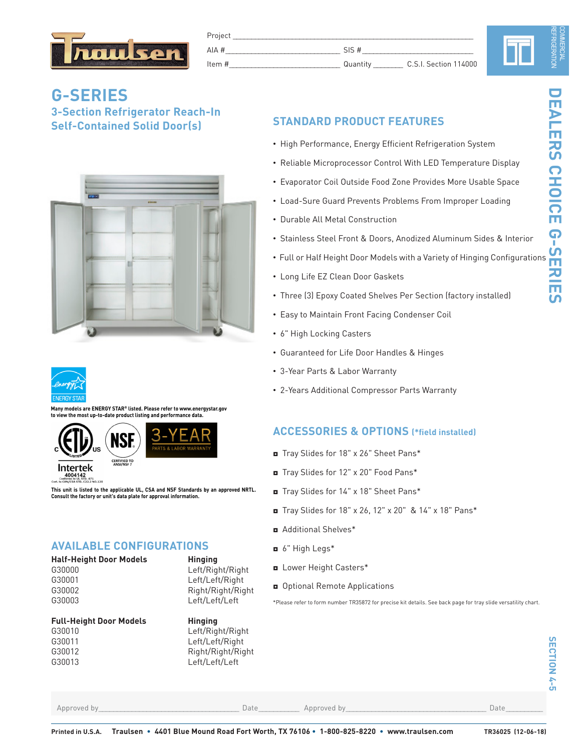Project ______________________________

AIA # ____________________ SIS # ____________________

Item # ____________________ Quantity ________ C.S.I. Section 114000

COMMERCIAL REFRIGERATION

# G-SERIES

## 3-Section Refrigerator Reach-In Self-Contained Solid Door(s)

Many models are ENERGY STAR® listed. Please refer to www.energystar.gov to view the most up-to-date product listing and performance data.

3-YEAR PARTS & LABOR WARRANTY

This unit is listed to the applicable UL, CSA and NSF Standards by an approved NRTL. Consult the factory or unit's data plate for approval information.

## STANDARD PRODUCT FEATURES

- High Performance, Energy Efficient Refrigeration System
- Reliable Microprocessor Control With LED Temperature Display
- Evaporator Coil Outside Food Zone Provides More Usable Space
- Load-Sure Guard Prevents Problems From Improper Loading
- Durable All Metal Construction
- Stainless Steel Front & Doors, Anodized Aluminum Sides & Interior
- Full or Half Height Door Models with a Variety of Hinging Configurations
- Long Life EZ Clean Door Gaskets
- Three (3) Epoxy Coated Shelves Per Section (factory installed)
- Easy to Maintain Front Facing Condenser Coil
- 6" High Locking Casters
- Guaranteed for Life Door Handles & Hinges
- 3-Year Parts & Labor Warranty
- 2-Years Additional Compressor Parts Warranty

## ACCESSORIES & OPTIONS (*field installed)

- Tray Slides for 18" x 26" Sheet Pans*
- Tray Slides for 12" x 20" Food Pans*
- Tray Slides for 14" x 18" Sheet Pans*
- Tray Slides for 18" x 26, 12" x 20" & 14" x 18" Pans*
- Additional Shelves*
- 6" High Legs*
- Lower Height Casters*
- Optional Remote Applications

*Please refer to form number TR35872 for precise kit details. See back page for tray slide versatility chart.

## AVAILABLE CONFIGURATIONS

| Half-Height Door Models | Hinging |
|---|---|
| G30000 | Left/Right/Right |
| G30001 | Left/Left/Right |
| G30002 | Right/Right/Right |
| G30003 | Left/Left/Left |

| Full-Height Door Models | Hinging |
|---|---|
| G30010 | Left/Right/Right |
| G30011 | Left/Left/Right |
| G30012 | Right/Right/Right |
| G30013 | Left/Left/Left |

DEALERS CHOICE G-SERIES

SECTION 4-5

Approved by ____________________ Date ________ Approved by ____________________ Date ________

Printed in U.S.A. **Traulsen • 4401 Blue Mound Road Fort Worth, TX 76106 • 1-800-825-8220 • www.traulsen.com** TR36025 (12-06-18)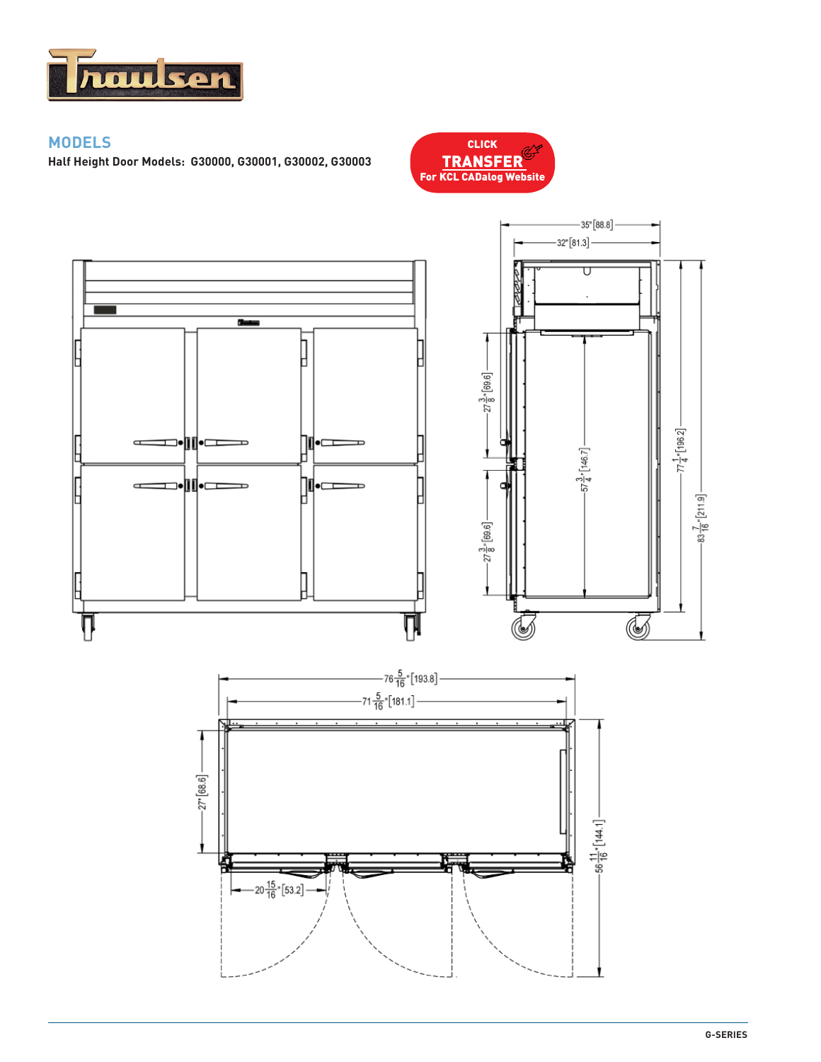## MODELS

**Half Height Door Models: G30000, G30001, G30002, G30003**

CLICK **TRANSFER** For KCL CADalog Website

35" [88.8]

32" [81.3]

$27\frac{3}{8}$" [69.6]

$27\frac{3}{8}$" [69.6]

$57\frac{3}{4}$" [146.7]

$77\frac{1}{4}$" [196.2]

$83\frac{7}{16}$" [211.9]

$76\frac{5}{16}$" [193.8]

$71\frac{5}{16}$" [181.1]

27" [68.6]

$20\frac{15}{16}$" [53.2]

$56\frac{11}{16}$" [144.1]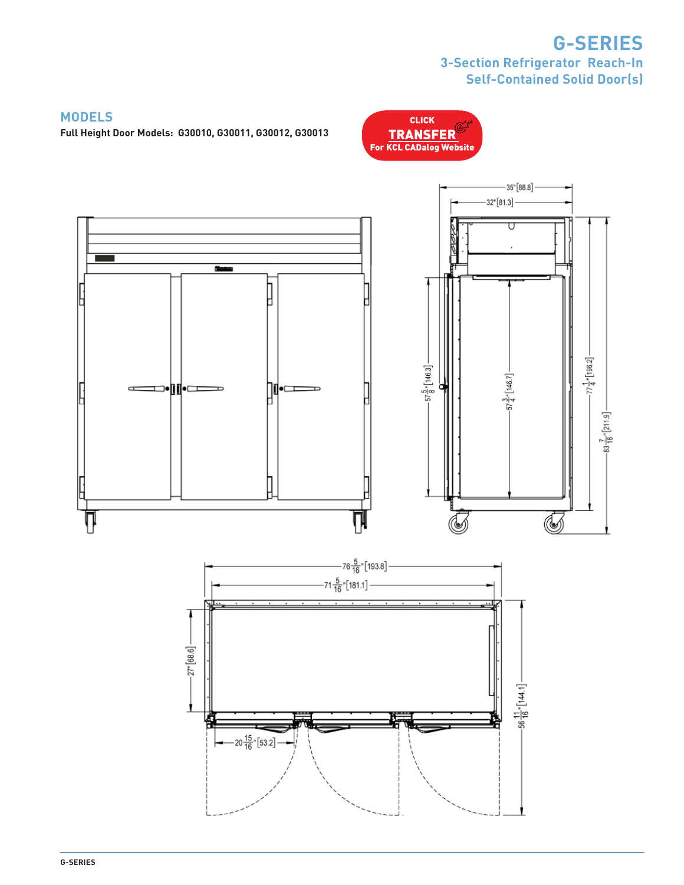# G-SERIES

## 3-Section Refrigerator Reach-In Self-Contained Solid Door(s)

## MODELS

**Full Height Door Models: G30010, G30011, G30012, G30013**

CLICK **TRANSFER** For KCL CADalog Website

35" [88.8]

32" [81.3]

57 5/8" [146.3]

57 3/4" [146.7]

77 1/4" [196.2]

83 7/16" [211.9]

76 5/16" [193.8]

71 5/16" [181.1]

27" [68.6]

56 11/16" [144.1]

20 15/16" [53.2]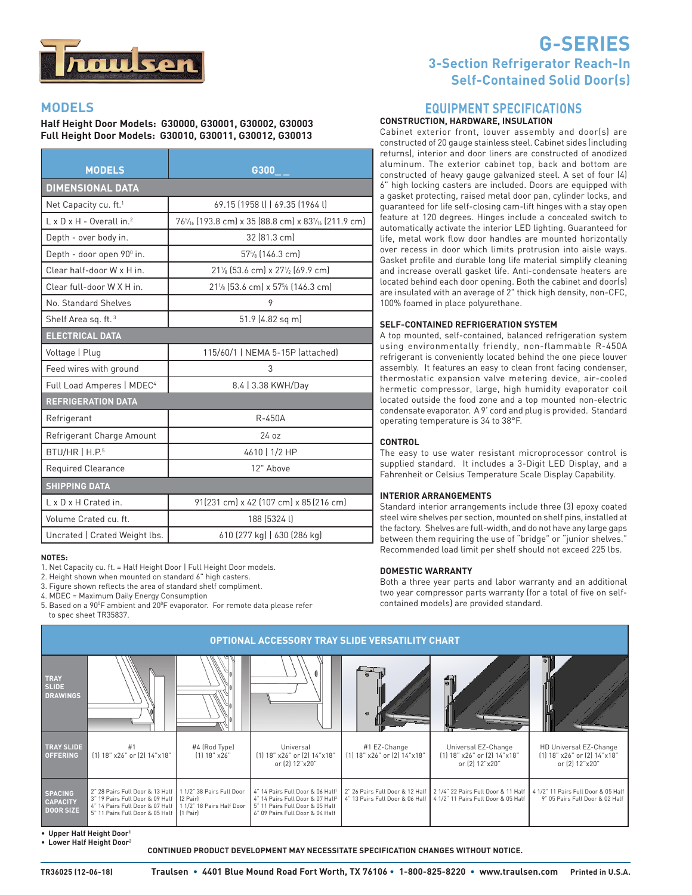# G-SERIES

## 3-Section Refrigerator Reach-In Self-Contained Solid Door(s)

## MODELS

**Half Height Door Models: G30000, G30001, G30002, G30003**
**Full Height Door Models: G30010, G30011, G30012, G30013**

| MODELS | G300_ _ |
|---|---|
| **DIMENSIONAL DATA** | |
| Net Capacity cu. ft.[1] | 69.15 (1958 l) \| 69.35 (1964 l) |
| L x D x H - Overall in.[2] | 76⁵⁄₁₆ (193.8 cm) x 35 (88.8 cm) x 83⁷⁄₁₆ (211.9 cm) |
| Depth - over body in. | 32 (81.3 cm) |
| Depth - door open 90⁰ in. | 57⅝ (146.3 cm) |
| Clear half-door W x H in. | 21⅛ (53.6 cm) x 27½ (69.9 cm) |
| Clear full-door W X H in. | 21⅛ (53.6 cm) x 57⅝ (146.3 cm) |
| No. Standard Shelves | 9 |
| Shelf Area sq. ft.[3] | 51.9 (4.82 sq m) |
| **ELECTRICAL DATA** | |
| Voltage \| Plug | 115/60/1 \| NEMA 5-15P (attached) |
| Feed wires with ground | 3 |
| Full Load Amperes \| MDEC[4] | 8.4 \| 3.38 KWH/Day |
| **REFRIGERATION DATA** | |
| Refrigerant | R-450A |
| Refrigerant Charge Amount | 24 oz |
| BTU/HR \| H.P.[5] | 4610 \| 1/2 HP |
| Required Clearance | 12" Above |
| **SHIPPING DATA** | |
| L x D x H Crated in. | 91(231 cm) x 42 (107 cm) x 85(216 cm) |
| Volume Crated cu. ft. | 188 (5324 l) |
| Uncrated \| Crated Weight lbs. | 610 (277 kg) \| 630 (286 kg) |

**NOTES:**

1. Net Capacity cu. ft. = Half Height Door | Full Height Door models.
2. Height shown when mounted on standard 6" high casters.
3. Figure shown reflects the area of standard shelf compliment.
4. MDEC = Maximum Daily Energy Consumption
5. Based on a 90⁰F ambient and 20⁰F evaporator. For remote data please refer to spec sheet TR35837.

## EQUIPMENT SPECIFICATIONS

### CONSTRUCTION, HARDWARE, INSULATION

Cabinet exterior front, louver assembly and door(s) are constructed of 20 gauge stainless steel. Cabinet sides (including returns), interior and door liners are constructed of anodized aluminum. The exterior cabinet top, back and bottom are constructed of heavy gauge galvanized steel. A set of four (4) 6" high locking casters are included. Doors are equipped with a gasket protecting, raised metal door pan, cylinder locks, and guaranteed for life self-closing cam-lift hinges with a stay open feature at 120 degrees. Hinges include a concealed switch to automatically activate the interior LED lighting. Guaranteed for life, metal work flow door handles are mounted horizontally over recess in door which limits protrusion into aisle ways. Gasket profile and durable long life material simplify cleaning and increase overall gasket life. Anti-condensate heaters are located behind each door opening. Both the cabinet and door(s) are insulated with an average of 2" thick high density, non-CFC, 100% foamed in place polyurethane.

### SELF-CONTAINED REFRIGERATION SYSTEM

A top mounted, self-contained, balanced refrigeration system using environmentally friendly, non-flammable R-450A refrigerant is conveniently located behind the one piece louver assembly. It features an easy to clean front facing condenser, thermostatic expansion valve metering device, air-cooled hermetic compressor, large, high humidity evaporator coil located outside the food zone and a top mounted non-electric condensate evaporator. A 9' cord and plug is provided. Standard operating temperature is 34 to 38°F.

### CONTROL

The easy to use water resistant microprocessor control is supplied standard. It includes a 3-Digit LED Display, and a Fahrenheit or Celsius Temperature Scale Display Capability.

### INTERIOR ARRANGEMENTS

Standard interior arrangements include three (3) epoxy coated steel wire shelves per section, mounted on shelf pins, installed at the factory. Shelves are full-width, and do not have any large gaps between them requiring the use of "bridge" or "junior shelves." Recommended load limit per shelf should not exceed 225 lbs.

### DOMESTIC WARRANTY

Both a three year parts and labor warranty and an additional two year compressor parts warranty (for a total of five on self-contained models) are provided standard.

## OPTIONAL ACCESSORY TRAY SLIDE VERSATILITY CHART

| | | | | | | |
|---|---|---|---|---|---|---|
| **TRAY SLIDE DRAWINGS** | | | | | | |
| **TRAY SLIDE OFFERING** | #1 (1) 18" x26" or (2) 14"x18" | #4 (Rod Type) (1) 18" x26" | Universal (1) 18" x26" or (2) 14"x18" or (2) 12"x20" | #1 EZ-Change (1) 18" x26" or (2) 14"x18" | Universal EZ-Change (1) 18" x26" or (2) 14"x18" or (2) 12"x20" | HD Universal EZ-Change (1) 18" x26" or (2) 14"x18" or (2) 12"x20" |
| **SPACING CAPACITY DOOR SIZE** | 2" 28 Pairs Full Door & 13 Half<br>3" 19 Pairs Full Door & 09 Half<br>4" 14 Pairs Full Door & 07 Half<br>5" 11 Pairs Full Door & 05 Half | 1 1/2" 38 Pairs Full Door (2 Pair)<br>1 1/2" 18 Pairs Half Door (1 Pair) | 4" 14 Pairs Full Door & 06 Half[1]<br>4" 14 Pairs Full Door & 07 Half[2]<br>5" 11 Pairs Full Door & 05 Half<br>6" 09 Pairs Full Door & 04 Half | 2" 26 Pairs Full Door & 12 Half<br>4" 13 Pairs Full Door & 06 Half | 2 1/4" 22 Pairs Full Door & 11 Half<br>4 1/2" 11 Pairs Full Door & 05 Half | 4 1/2" 11 Pairs Full Door & 05 Half<br>9" 05 Pairs Full Door & 02 Half |

- **Upper Half Height Door**[1]
- **Lower Half Height Door**[2]

**CONTINUED PRODUCT DEVELOPMENT MAY NECESSITATE SPECIFICATION CHANGES WITHOUT NOTICE.**

TR36025 (12-06-18) **Traulsen • 4401 Blue Mound Road Fort Worth, TX 76106 • 1-800-825-8220 • www.traulsen.com** Printed in U.S.A.